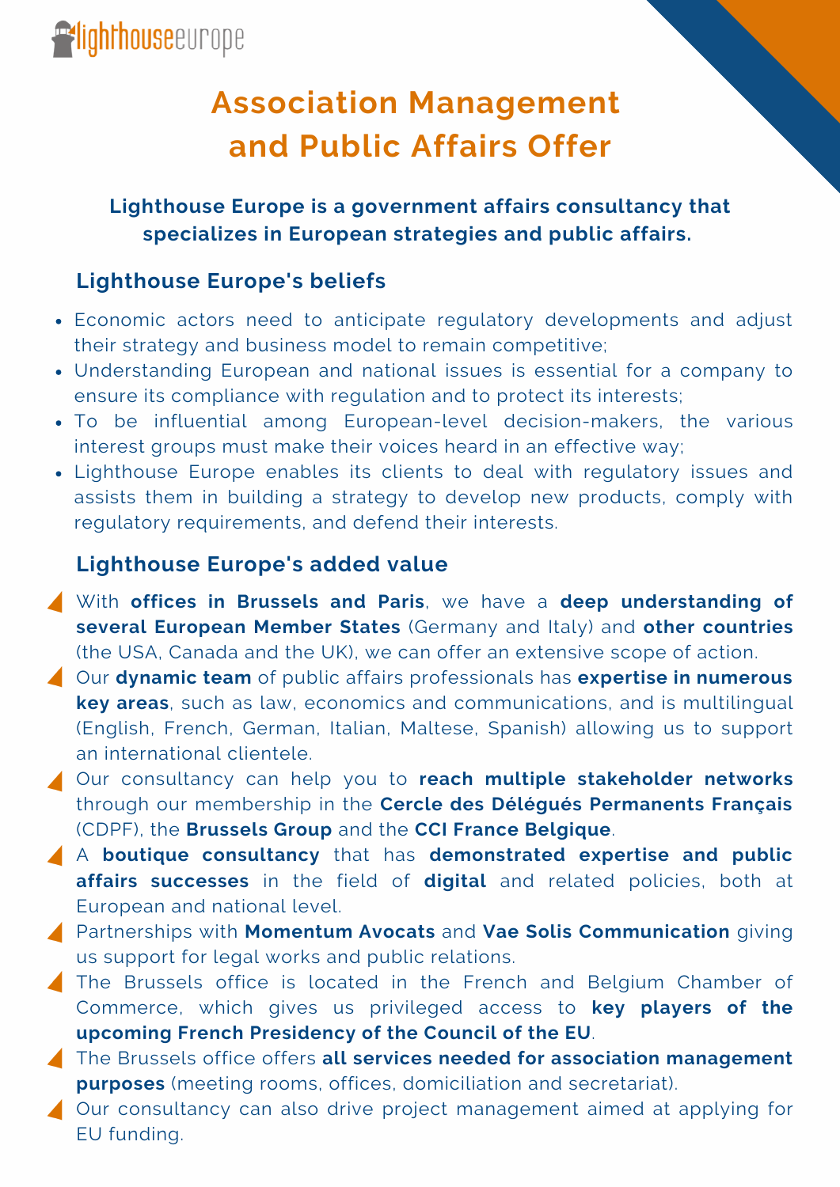lighthouseeurope

# Association Management and Public Affairs Offer

**Lighthouse Europe is a government affairs consultancy that specializes in European strategies and public affairs.**

## Lighthouse Europe's beliefs

- Economic actors need to anticipate regulatory developments and adjust their strategy and business model to remain competitive;
- Understanding European and national issues is essential for a company to ensure its compliance with regulation and to protect its interests;
- To be influential among European-level decision-makers, the various interest groups must make their voices heard in an effective way;
- Lighthouse Europe enables its clients to deal with regulatory issues and assists them in building a strategy to develop new products, comply with regulatory requirements, and defend their interests.

## Lighthouse Europe's added value

- With **offices in Brussels and Paris**, we have a **deep understanding of several European Member States** (Germany and Italy) and **other countries** (the USA, Canada and the UK), we can offer an extensive scope of action.
- Our **dynamic team** of public affairs professionals has **expertise in numerous key areas**, such as law, economics and communications, and is multilingual (English, French, German, Italian, Maltese, Spanish) allowing us to support an international clientele.
- Our consultancy can help you to **reach multiple stakeholder networks** through our membership in the **Cercle des Délégués Permanents Français** (CDPF), the **Brussels Group** and the **CCI France Belgique**.
- A **boutique consultancy** that has **demonstrated expertise and public affairs successes** in the field of **digital** and related policies, both at European and national level.
- Partnerships with **Momentum Avocats** and **Vae Solis Communication** giving us support for legal works and public relations.
- The Brussels office is located in the French and Belgium Chamber of Commerce, which gives us privileged access to **key players of the upcoming French Presidency of the Council of the EU**.
- The Brussels office offers **all services needed for association management purposes** (meeting rooms, offices, domiciliation and secretariat).
- Our consultancy can also drive project management aimed at applying for EU funding.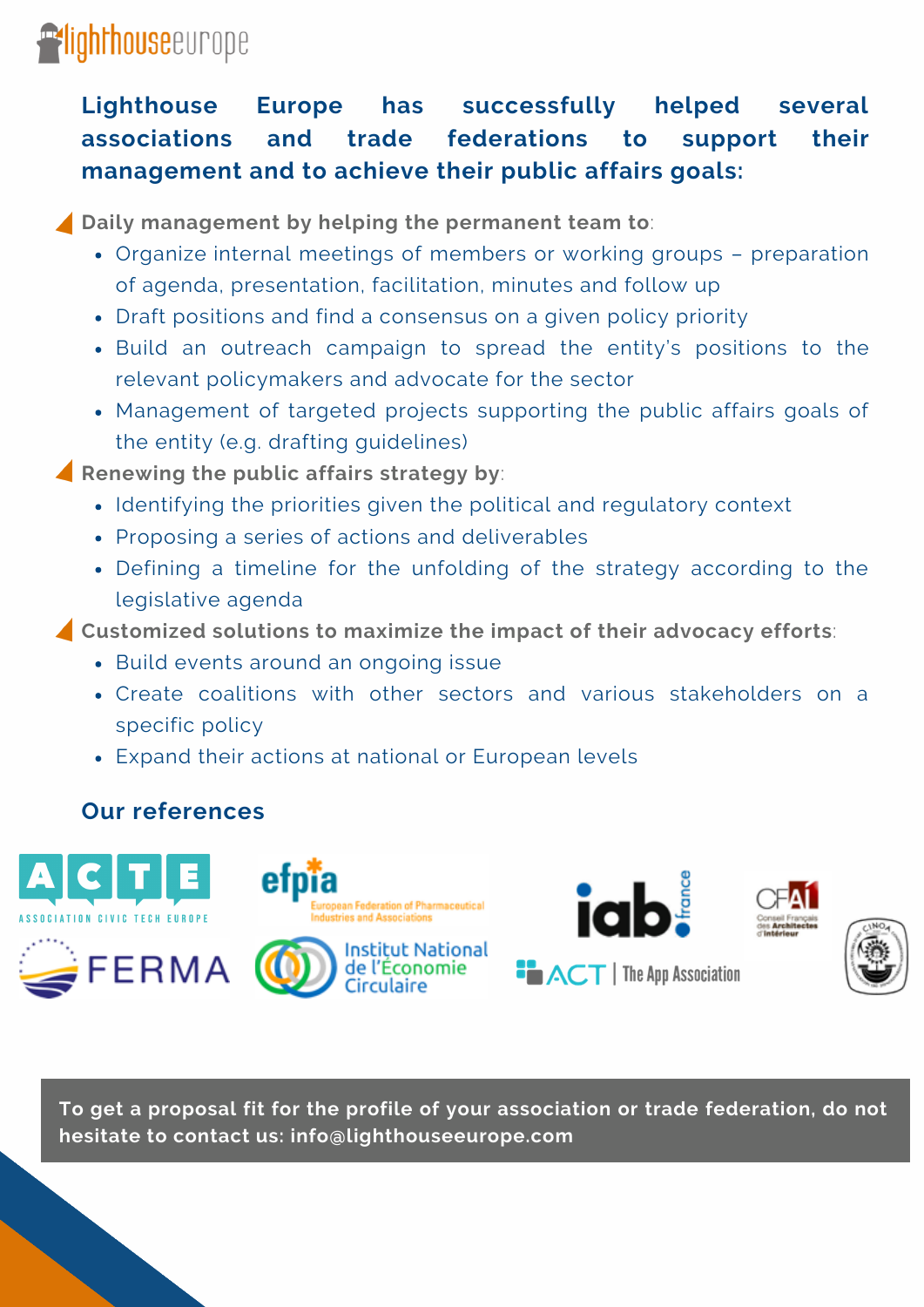**Lighthouse Europe has successfully helped several associations and trade federations to support their management and to achieve their public affairs goals:**

**Daily management by helping the permanent team to**:

- Organize internal meetings of members or working groups – preparation of agenda, presentation, facilitation, minutes and follow up
- Draft positions and find a consensus on a given policy priority
- Build an outreach campaign to spread the entity's positions to the relevant policymakers and advocate for the sector
- Management of targeted projects supporting the public affairs goals of the entity (e.g. drafting guidelines)

**Renewing the public affairs strategy by**:

- Identifying the priorities given the political and regulatory context
- Proposing a series of actions and deliverables
- Defining a timeline for the unfolding of the strategy according to the legislative agenda

**Customized solutions to maximize the impact of their advocacy efforts**:

- Build events around an ongoing issue
- Create coalitions with other sectors and various stakeholders on a specific policy
- Expand their actions at national or European levels

## Our references

ACTE – Association Civic Tech Europe

efpia – European Federation of Pharmaceutical Industries and Associations

iab france

CFAI – Conseil Français des Architectes d'Intérieur

FERMA

Institut National de l'Économie Circulaire

ACT | The App Association

CINOA

**To get a proposal fit for the profile of your association or trade federation, do not hesitate to contact us: info@lighthouseeurope.com**